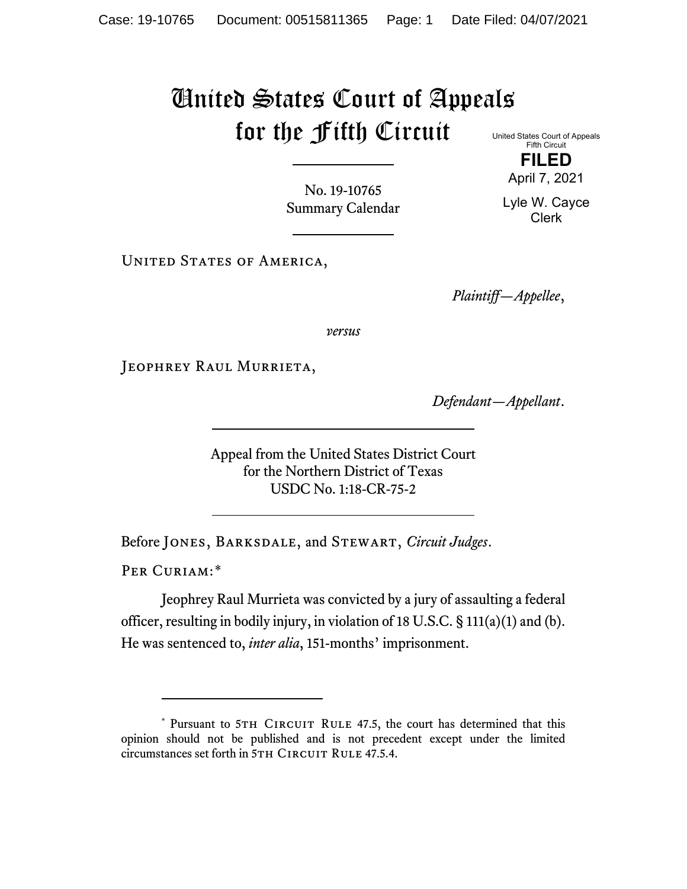# United States Court of Appeals for the Fifth Circuit

United States Court of Appeals
Fifth Circuit

**FILED**

April 7, 2021

Lyle W. Cayce
Clerk

No. 19-10765
Summary Calendar

United States of America,

*Plaintiff—Appellee*,

*versus*

Jeophrey Raul Murrieta,

*Defendant—Appellant*.

Appeal from the United States District Court
for the Northern District of Texas
USDC No. 1:18-CR-75-2

Before Jones, Barksdale, and Stewart, *Circuit Judges*.

Per Curiam:*

Jeophrey Raul Murrieta was convicted by a jury of assaulting a federal officer, resulting in bodily injury, in violation of 18 U.S.C. § 111(a)(1) and (b). He was sentenced to, *inter alia*, 151-months' imprisonment.

---

\* Pursuant to 5th Circuit Rule 47.5, the court has determined that this opinion should not be published and is not precedent except under the limited circumstances set forth in 5th Circuit Rule 47.5.4.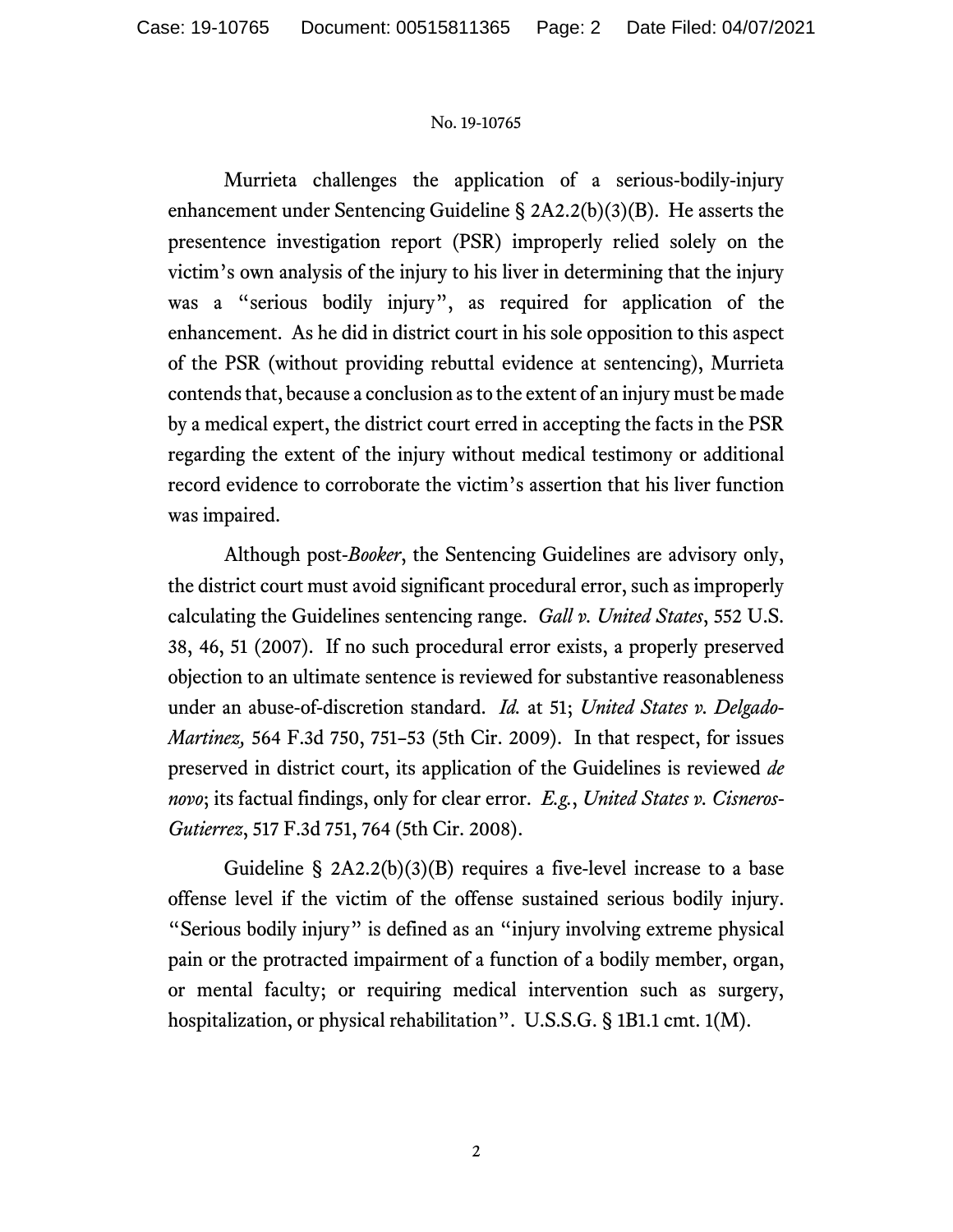Murrieta challenges the application of a serious-bodily-injury enhancement under Sentencing Guideline § 2A2.2(b)(3)(B). He asserts the presentence investigation report (PSR) improperly relied solely on the victim's own analysis of the injury to his liver in determining that the injury was a "serious bodily injury", as required for application of the enhancement. As he did in district court in his sole opposition to this aspect of the PSR (without providing rebuttal evidence at sentencing), Murrieta contends that, because a conclusion as to the extent of an injury must be made by a medical expert, the district court erred in accepting the facts in the PSR regarding the extent of the injury without medical testimony or additional record evidence to corroborate the victim's assertion that his liver function was impaired.

Although post-*Booker*, the Sentencing Guidelines are advisory only, the district court must avoid significant procedural error, such as improperly calculating the Guidelines sentencing range. *Gall v. United States*, 552 U.S. 38, 46, 51 (2007). If no such procedural error exists, a properly preserved objection to an ultimate sentence is reviewed for substantive reasonableness under an abuse-of-discretion standard. *Id.* at 51; *United States v. Delgado-Martinez,* 564 F.3d 750, 751–53 (5th Cir. 2009). In that respect, for issues preserved in district court, its application of the Guidelines is reviewed *de novo*; its factual findings, only for clear error. *E.g.*, *United States v. Cisneros-Gutierrez*, 517 F.3d 751, 764 (5th Cir. 2008).

Guideline § 2A2.2(b)(3)(B) requires a five-level increase to a base offense level if the victim of the offense sustained serious bodily injury. "Serious bodily injury" is defined as an "injury involving extreme physical pain or the protracted impairment of a function of a bodily member, organ, or mental faculty; or requiring medical intervention such as surgery, hospitalization, or physical rehabilitation". U.S.S.G. § 1B1.1 cmt. 1(M).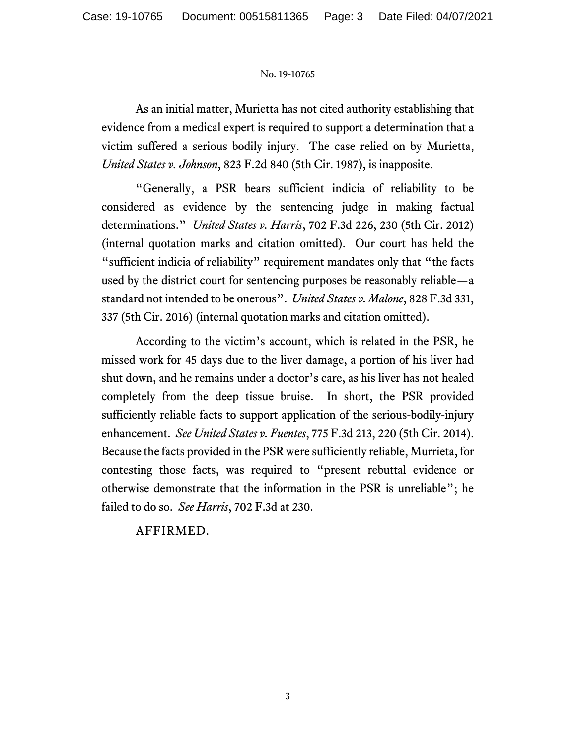As an initial matter, Murietta has not cited authority establishing that evidence from a medical expert is required to support a determination that a victim suffered a serious bodily injury. The case relied on by Murietta, *United States v. Johnson*, 823 F.2d 840 (5th Cir. 1987), is inapposite.

"Generally, a PSR bears sufficient indicia of reliability to be considered as evidence by the sentencing judge in making factual determinations." *United States v. Harris*, 702 F.3d 226, 230 (5th Cir. 2012) (internal quotation marks and citation omitted). Our court has held the "sufficient indicia of reliability" requirement mandates only that "the facts used by the district court for sentencing purposes be reasonably reliable—a standard not intended to be onerous". *United States v. Malone*, 828 F.3d 331, 337 (5th Cir. 2016) (internal quotation marks and citation omitted).

According to the victim's account, which is related in the PSR, he missed work for 45 days due to the liver damage, a portion of his liver had shut down, and he remains under a doctor's care, as his liver has not healed completely from the deep tissue bruise. In short, the PSR provided sufficiently reliable facts to support application of the serious-bodily-injury enhancement. *See United States v. Fuentes*, 775 F.3d 213, 220 (5th Cir. 2014). Because the facts provided in the PSR were sufficiently reliable, Murrieta, for contesting those facts, was required to "present rebuttal evidence or otherwise demonstrate that the information in the PSR is unreliable"; he failed to do so. *See Harris*, 702 F.3d at 230.

AFFIRMED.